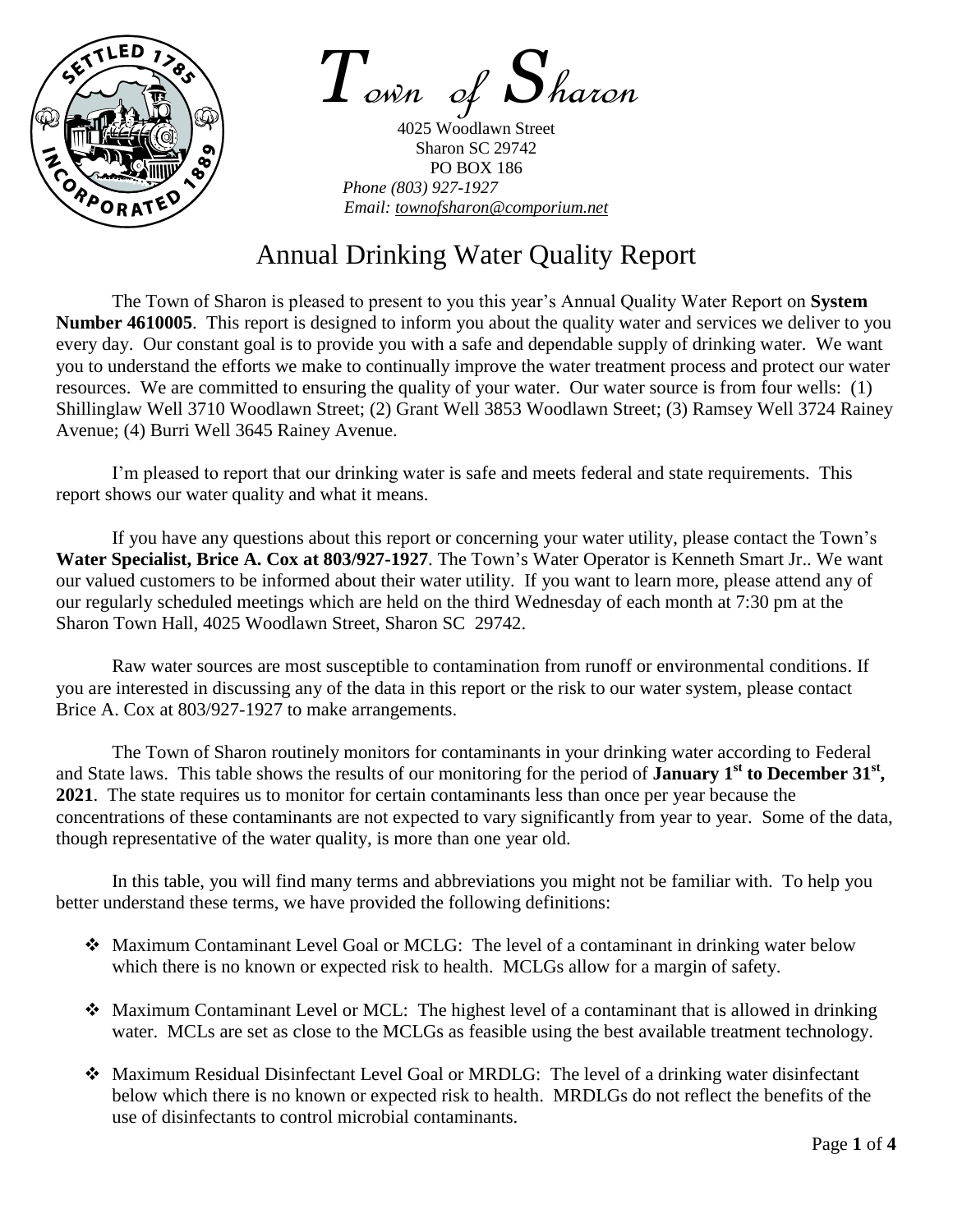# Town of Sharon

4025 Woodlawn Street
Sharon SC 29742
PO BOX 186
*Phone (803) 927-1927*
*Email: townofsharon@comporium.net*

## Annual Drinking Water Quality Report

The Town of Sharon is pleased to present to you this year's Annual Quality Water Report on **System Number 4610005**. This report is designed to inform you about the quality water and services we deliver to you every day. Our constant goal is to provide you with a safe and dependable supply of drinking water. We want you to understand the efforts we make to continually improve the water treatment process and protect our water resources. We are committed to ensuring the quality of your water. Our water source is from four wells: (1) Shillinglaw Well 3710 Woodlawn Street; (2) Grant Well 3853 Woodlawn Street; (3) Ramsey Well 3724 Rainey Avenue; (4) Burri Well 3645 Rainey Avenue.

I'm pleased to report that our drinking water is safe and meets federal and state requirements. This report shows our water quality and what it means.

If you have any questions about this report or concerning your water utility, please contact the Town's **Water Specialist, Brice A. Cox at 803/927-1927**. The Town's Water Operator is Kenneth Smart Jr.. We want our valued customers to be informed about their water utility. If you want to learn more, please attend any of our regularly scheduled meetings which are held on the third Wednesday of each month at 7:30 pm at the Sharon Town Hall, 4025 Woodlawn Street, Sharon SC 29742.

Raw water sources are most susceptible to contamination from runoff or environmental conditions. If you are interested in discussing any of the data in this report or the risk to our water system, please contact Brice A. Cox at 803/927-1927 to make arrangements.

The Town of Sharon routinely monitors for contaminants in your drinking water according to Federal and State laws. This table shows the results of our monitoring for the period of **January 1st to December 31st, 2021**. The state requires us to monitor for certain contaminants less than once per year because the concentrations of these contaminants are not expected to vary significantly from year to year. Some of the data, though representative of the water quality, is more than one year old.

In this table, you will find many terms and abbreviations you might not be familiar with. To help you better understand these terms, we have provided the following definitions:

- Maximum Contaminant Level Goal or MCLG: The level of a contaminant in drinking water below which there is no known or expected risk to health. MCLGs allow for a margin of safety.
- Maximum Contaminant Level or MCL: The highest level of a contaminant that is allowed in drinking water. MCLs are set as close to the MCLGs as feasible using the best available treatment technology.
- Maximum Residual Disinfectant Level Goal or MRDLG: The level of a drinking water disinfectant below which there is no known or expected risk to health. MRDLGs do not reflect the benefits of the use of disinfectants to control microbial contaminants.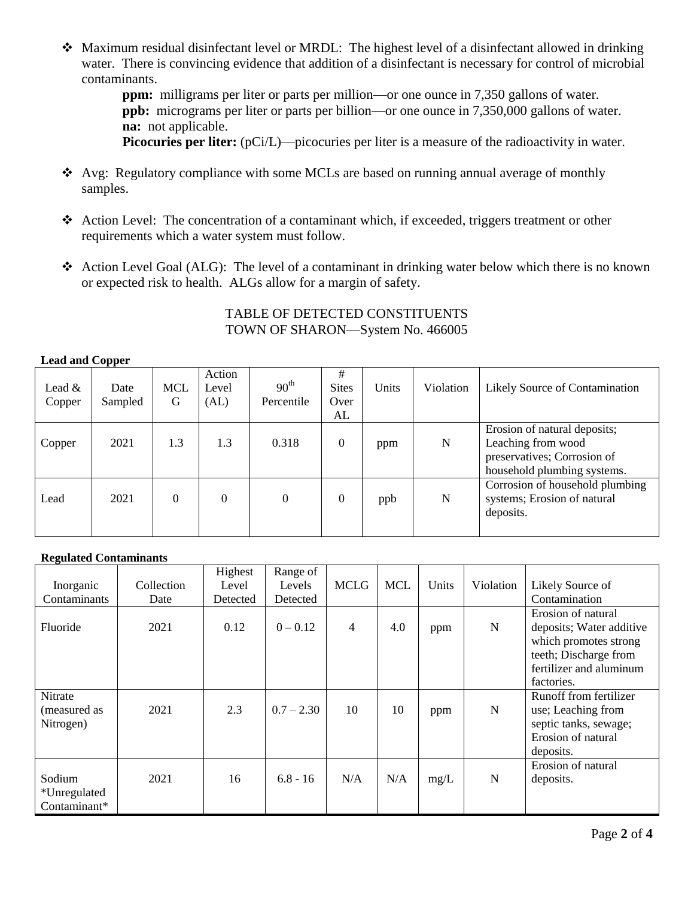- Maximum residual disinfectant level or MRDL: The highest level of a disinfectant allowed in drinking water. There is convincing evidence that addition of a disinfectant is necessary for control of microbial contaminants.

  **ppm:** milligrams per liter or parts per million—or one ounce in 7,350 gallons of water.
  **ppb:** micrograms per liter or parts per billion—or one ounce in 7,350,000 gallons of water.
  **na:** not applicable.
  **Picocuries per liter:** (pCi/L)—picocuries per liter is a measure of the radioactivity in water.

- Avg: Regulatory compliance with some MCLs are based on running annual average of monthly samples.

- Action Level: The concentration of a contaminant which, if exceeded, triggers treatment or other requirements which a water system must follow.

- Action Level Goal (ALG): The level of a contaminant in drinking water below which there is no known or expected risk to health. ALGs allow for a margin of safety.

TABLE OF DETECTED CONSTITUENTS
TOWN OF SHARON—System No. 466005

**Lead and Copper**

| Lead & Copper | Date Sampled | MCLG | Action Level (AL) | 90th Percentile | # Sites Over AL | Units | Violation | Likely Source of Contamination |
|---|---|---|---|---|---|---|---|---|
| Copper | 2021 | 1.3 | 1.3 | 0.318 | 0 | ppm | N | Erosion of natural deposits; Leaching from wood preservatives; Corrosion of household plumbing systems. |
| Lead | 2021 | 0 | 0 | 0 | 0 | ppb | N | Corrosion of household plumbing systems; Erosion of natural deposits. |

**Regulated Contaminants**

| Inorganic Contaminants | Collection Date | Highest Level Detected | Range of Levels Detected | MCLG | MCL | Units | Violation | Likely Source of Contamination |
|---|---|---|---|---|---|---|---|---|
| Fluoride | 2021 | 0.12 | 0 – 0.12 | 4 | 4.0 | ppm | N | Erosion of natural deposits; Water additive which promotes strong teeth; Discharge from fertilizer and aluminum factories. |
| Nitrate (measured as Nitrogen) | 2021 | 2.3 | 0.7 – 2.30 | 10 | 10 | ppm | N | Runoff from fertilizer use; Leaching from septic tanks, sewage; Erosion of natural deposits. |
| Sodium *Unregulated Contaminant* | 2021 | 16 | 6.8 - 16 | N/A | N/A | mg/L | N | Erosion of natural deposits. |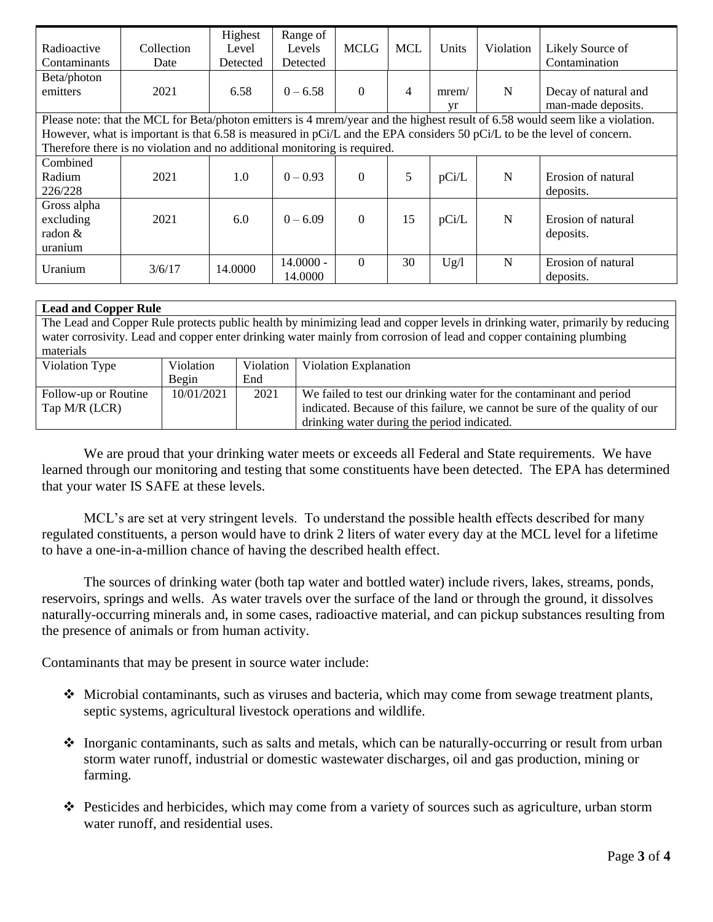| Radioactive Contaminants | Collection Date | Highest Level Detected | Range of Levels Detected | MCLG | MCL | Units | Violation | Likely Source of Contamination |
|---|---|---|---|---|---|---|---|---|
| Beta/photon emitters | 2021 | 6.58 | 0 – 6.58 | 0 | 4 | mrem/yr | N | Decay of natural and man-made deposits. |
| Please note: that the MCL for Beta/photon emitters is 4 mrem/year and the highest result of 6.58 would seem like a violation. However, what is important is that 6.58 is measured in pCi/L and the EPA considers 50 pCi/L to be the level of concern. Therefore there is no violation and no additional monitoring is required. | | | | | | | | |
| Combined Radium 226/228 | 2021 | 1.0 | 0 – 0.93 | 0 | 5 | pCi/L | N | Erosion of natural deposits. |
| Gross alpha excluding radon & uranium | 2021 | 6.0 | 0 – 6.09 | 0 | 15 | pCi/L | N | Erosion of natural deposits. |
| Uranium | 3/6/17 | 14.0000 | 14.0000 - 14.0000 | 0 | 30 | Ug/l | N | Erosion of natural deposits. |

**Lead and Copper Rule**

The Lead and Copper Rule protects public health by minimizing lead and copper levels in drinking water, primarily by reducing water corrosivity. Lead and copper enter drinking water mainly from corrosion of lead and copper containing plumbing materials

| Violation Type | Violation Begin | Violation End | Violation Explanation |
|---|---|---|---|
| Follow-up or Routine Tap M/R (LCR) | 10/01/2021 | 2021 | We failed to test our drinking water for the contaminant and period indicated. Because of this failure, we cannot be sure of the quality of our drinking water during the period indicated. |

We are proud that your drinking water meets or exceeds all Federal and State requirements. We have learned through our monitoring and testing that some constituents have been detected. The EPA has determined that your water IS SAFE at these levels.

MCL's are set at very stringent levels. To understand the possible health effects described for many regulated constituents, a person would have to drink 2 liters of water every day at the MCL level for a lifetime to have a one-in-a-million chance of having the described health effect.

The sources of drinking water (both tap water and bottled water) include rivers, lakes, streams, ponds, reservoirs, springs and wells. As water travels over the surface of the land or through the ground, it dissolves naturally-occurring minerals and, in some cases, radioactive material, and can pickup substances resulting from the presence of animals or from human activity.

Contaminants that may be present in source water include:

- Microbial contaminants, such as viruses and bacteria, which may come from sewage treatment plants, septic systems, agricultural livestock operations and wildlife.
- Inorganic contaminants, such as salts and metals, which can be naturally-occurring or result from urban storm water runoff, industrial or domestic wastewater discharges, oil and gas production, mining or farming.
- Pesticides and herbicides, which may come from a variety of sources such as agriculture, urban storm water runoff, and residential uses.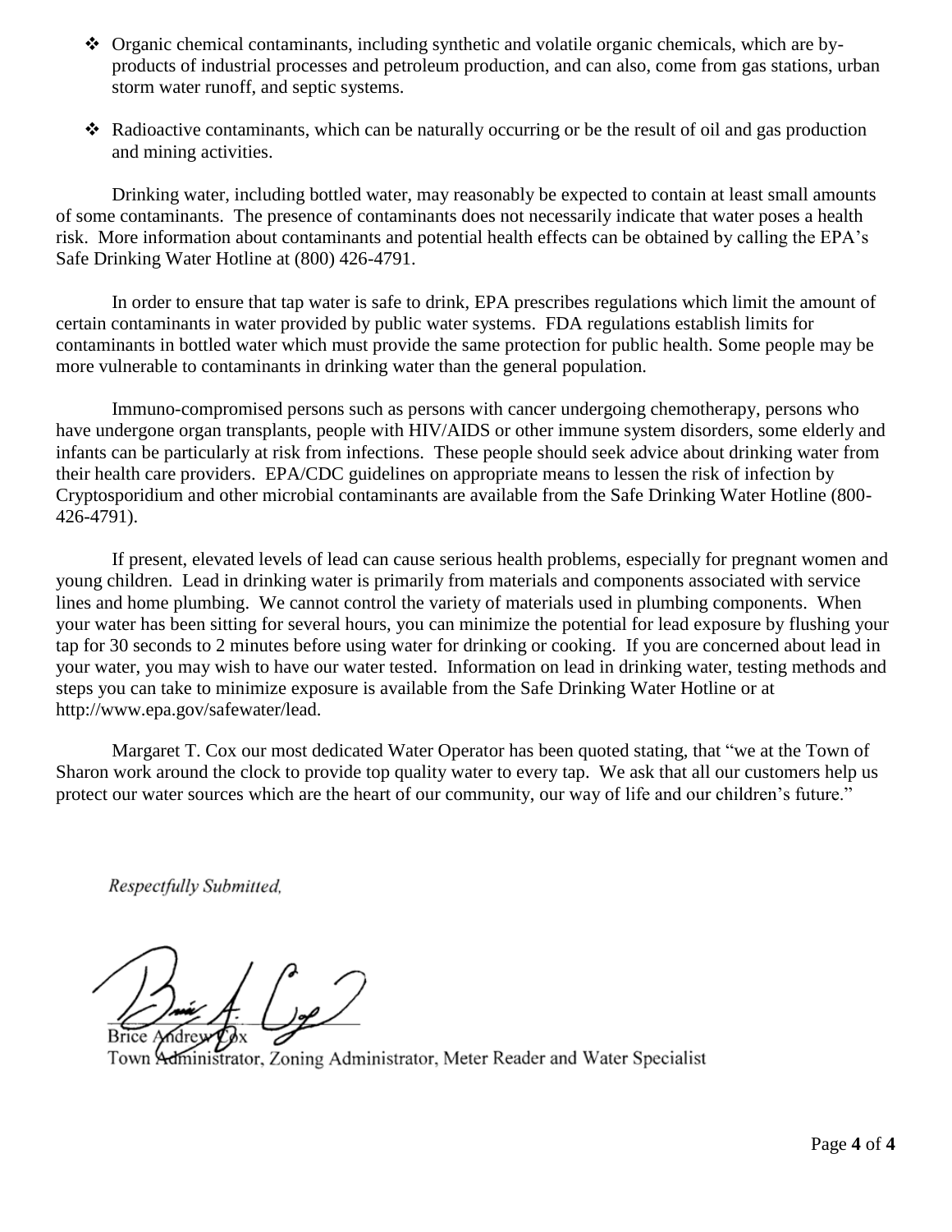- ❖ Organic chemical contaminants, including synthetic and volatile organic chemicals, which are by-products of industrial processes and petroleum production, and can also, come from gas stations, urban storm water runoff, and septic systems.
- ❖ Radioactive contaminants, which can be naturally occurring or be the result of oil and gas production and mining activities.

Drinking water, including bottled water, may reasonably be expected to contain at least small amounts of some contaminants. The presence of contaminants does not necessarily indicate that water poses a health risk. More information about contaminants and potential health effects can be obtained by calling the EPA's Safe Drinking Water Hotline at (800) 426-4791.

In order to ensure that tap water is safe to drink, EPA prescribes regulations which limit the amount of certain contaminants in water provided by public water systems. FDA regulations establish limits for contaminants in bottled water which must provide the same protection for public health. Some people may be more vulnerable to contaminants in drinking water than the general population.

Immuno-compromised persons such as persons with cancer undergoing chemotherapy, persons who have undergone organ transplants, people with HIV/AIDS or other immune system disorders, some elderly and infants can be particularly at risk from infections. These people should seek advice about drinking water from their health care providers. EPA/CDC guidelines on appropriate means to lessen the risk of infection by Cryptosporidium and other microbial contaminants are available from the Safe Drinking Water Hotline (800-426-4791).

If present, elevated levels of lead can cause serious health problems, especially for pregnant women and young children. Lead in drinking water is primarily from materials and components associated with service lines and home plumbing. We cannot control the variety of materials used in plumbing components. When your water has been sitting for several hours, you can minimize the potential for lead exposure by flushing your tap for 30 seconds to 2 minutes before using water for drinking or cooking. If you are concerned about lead in your water, you may wish to have our water tested. Information on lead in drinking water, testing methods and steps you can take to minimize exposure is available from the Safe Drinking Water Hotline or at http://www.epa.gov/safewater/lead.

Margaret T. Cox our most dedicated Water Operator has been quoted stating, that "we at the Town of Sharon work around the clock to provide top quality water to every tap. We ask that all our customers help us protect our water sources which are the heart of our community, our way of life and our children's future."

*Respectfully Submitted,*

Brice Andrew Cox
Town Administrator, Zoning Administrator, Meter Reader and Water Specialist